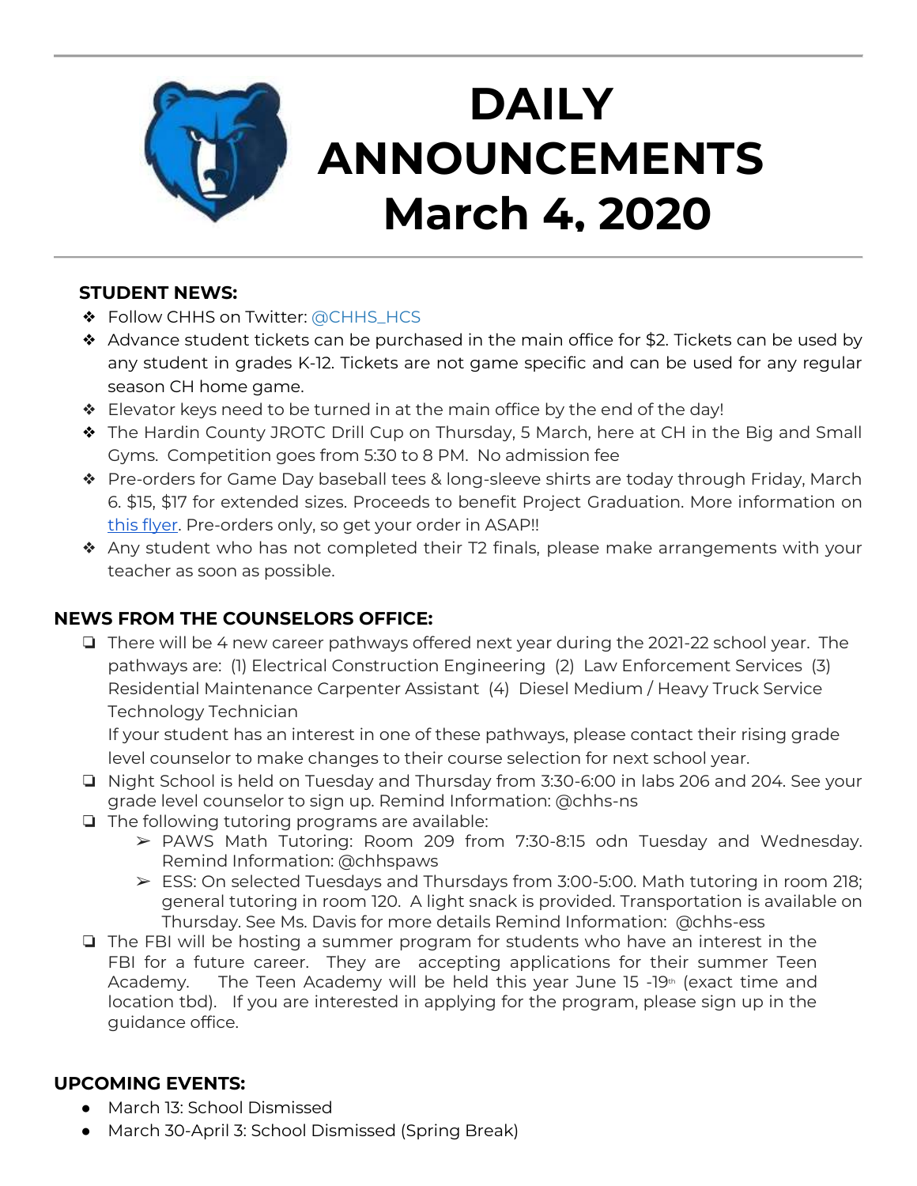# DAILY ANNOUNCEMENTS March 4, 2020

## STUDENT NEWS:

- Follow CHHS on Twitter: @CHHS_HCS
- Advance student tickets can be purchased in the main office for $2. Tickets can be used by any student in grades K-12. Tickets are not game specific and can be used for any regular season CH home game.
- Elevator keys need to be turned in at the main office by the end of the day!
- The Hardin County JROTC Drill Cup on Thursday, 5 March, here at CH in the Big and Small Gyms. Competition goes from 5:30 to 8 PM. No admission fee
- Pre-orders for Game Day baseball tees & long-sleeve shirts are today through Friday, March 6. $15, $17 for extended sizes. Proceeds to benefit Project Graduation. More information on this flyer. Pre-orders only, so get your order in ASAP!!
- Any student who has not completed their T2 finals, please make arrangements with your teacher as soon as possible.

## NEWS FROM THE COUNSELORS OFFICE:

- There will be 4 new career pathways offered next year during the 2021-22 school year. The pathways are: (1) Electrical Construction Engineering (2) Law Enforcement Services (3) Residential Maintenance Carpenter Assistant (4) Diesel Medium / Heavy Truck Service Technology Technician
  If your student has an interest in one of these pathways, please contact their rising grade level counselor to make changes to their course selection for next school year.
- Night School is held on Tuesday and Thursday from 3:30-6:00 in labs 206 and 204. See your grade level counselor to sign up. Remind Information: @chhs-ns
- The following tutoring programs are available:
  - PAWS Math Tutoring: Room 209 from 7:30-8:15 odn Tuesday and Wednesday. Remind Information: @chhspaws
  - ESS: On selected Tuesdays and Thursdays from 3:00-5:00. Math tutoring in room 218; general tutoring in room 120. A light snack is provided. Transportation is available on Thursday. See Ms. Davis for more details Remind Information: @chhs-ess
- The FBI will be hosting a summer program for students who have an interest in the FBI for a future career. They are accepting applications for their summer Teen Academy. The Teen Academy will be held this year June 15 -19th (exact time and location tbd). If you are interested in applying for the program, please sign up in the guidance office.

## UPCOMING EVENTS:

- March 13: School Dismissed
- March 30-April 3: School Dismissed (Spring Break)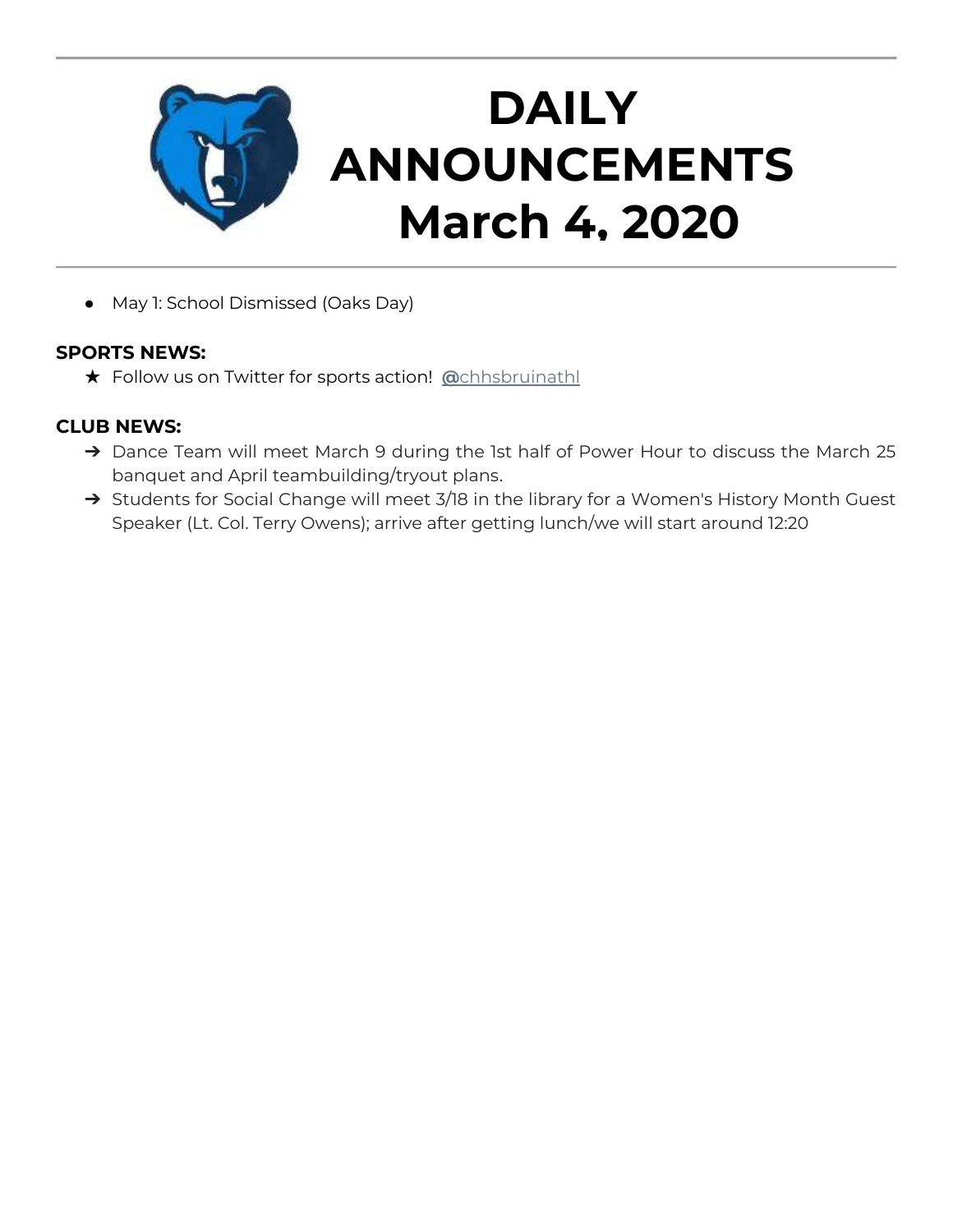# DAILY ANNOUNCEMENTS March 4, 2020

- May 1: School Dismissed (Oaks Day)

**SPORTS NEWS:**

- Follow us on Twitter for sports action! @chhsbruinathl

**CLUB NEWS:**

- Dance Team will meet March 9 during the 1st half of Power Hour to discuss the March 25 banquet and April teambuilding/tryout plans.
- Students for Social Change will meet 3/18 in the library for a Women's History Month Guest Speaker (Lt. Col. Terry Owens); arrive after getting lunch/we will start around 12:20